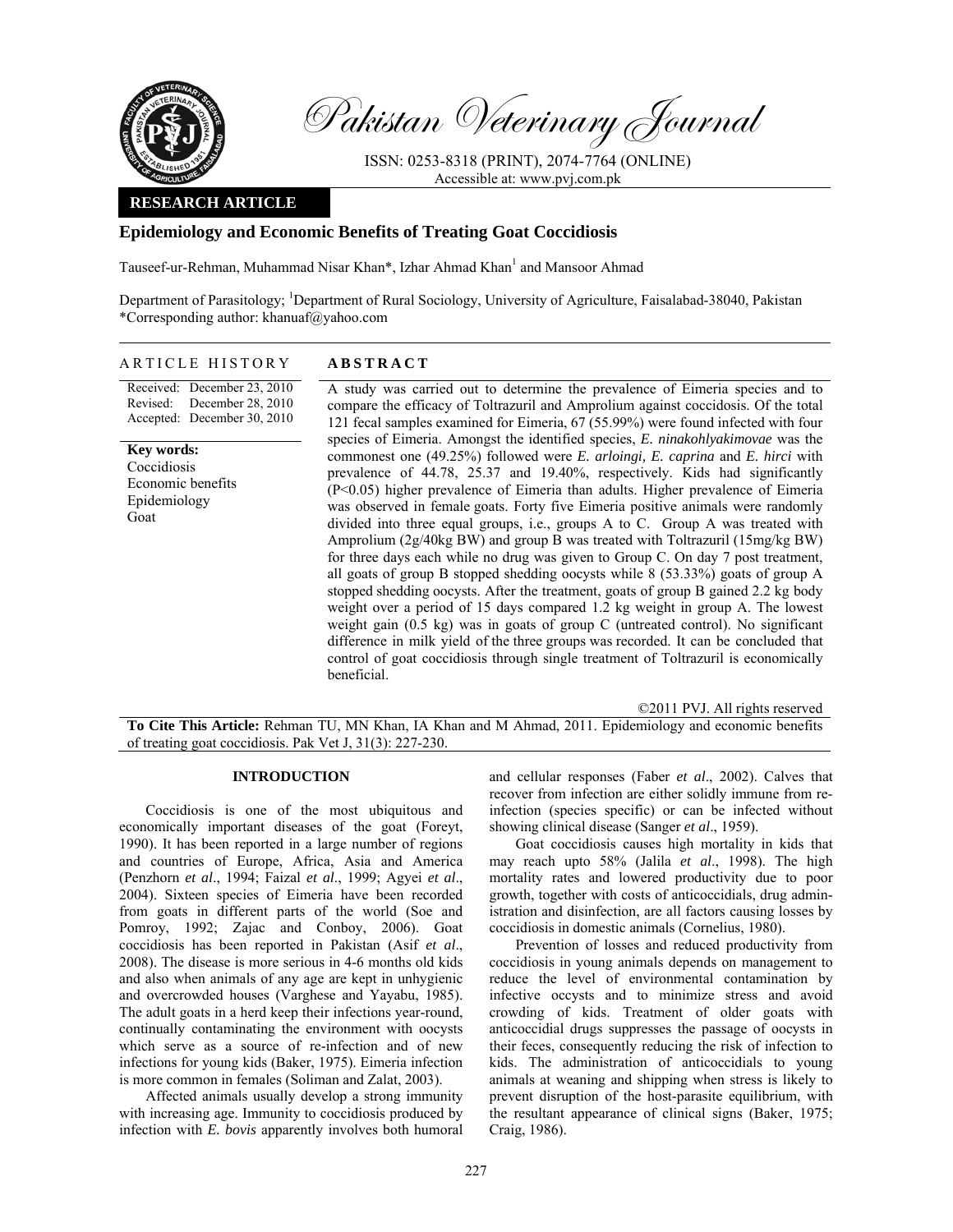Pakistan Veterinary Journal

ISSN: 0253-8318 (PRINT), 2074-7764 (ONLINE)
Accessible at: www.pvj.com.pk

**RESEARCH ARTICLE**

# Epidemiology and Economic Benefits of Treating Goat Coccidiosis

Tauseef-ur-Rehman, Muhammad Nisar Khan*, Izhar Ahmad Khan[1] and Mansoor Ahmad

Department of Parasitology; [1]Department of Rural Sociology, University of Agriculture, Faisalabad-38040, Pakistan
*Corresponding author: khanuaf@yahoo.com

## ARTICLE HISTORY

Received: December 23, 2010
Revised: December 28, 2010
Accepted: December 30, 2010

**Key words:**
Coccidiosis
Economic benefits
Epidemiology
Goat

## ABSTRACT

A study was carried out to determine the prevalence of Eimeria species and to compare the efficacy of Toltrazuril and Amprolium against coccidosis. Of the total 121 fecal samples examined for Eimeria, 67 (55.99%) were found infected with four species of Eimeria. Amongst the identified species, *E. ninakohlyakimovae* was the commonest one (49.25%) followed were *E. arloingi, E. caprina* and *E. hirci* with prevalence of 44.78, 25.37 and 19.40%, respectively. Kids had significantly ($P<0.05$) higher prevalence of Eimeria than adults. Higher prevalence of Eimeria was observed in female goats. Forty five Eimeria positive animals were randomly divided into three equal groups, i.e., groups A to C. Group A was treated with Amprolium (2g/40kg BW) and group B was treated with Toltrazuril (15mg/kg BW) for three days each while no drug was given to Group C. On day 7 post treatment, all goats of group B stopped shedding oocysts while 8 (53.33%) goats of group A stopped shedding oocysts. After the treatment, goats of group B gained 2.2 kg body weight over a period of 15 days compared 1.2 kg weight in group A. The lowest weight gain (0.5 kg) was in goats of group C (untreated control). No significant difference in milk yield of the three groups was recorded. It can be concluded that control of goat coccidiosis through single treatment of Toltrazuril is economically beneficial.

©2011 PVJ. All rights reserved

**To Cite This Article:** Rehman TU, MN Khan, IA Khan and M Ahmad, 2011. Epidemiology and economic benefits of treating goat coccidiosis. Pak Vet J, 31(3): 227-230.

## INTRODUCTION

Coccidiosis is one of the most ubiquitous and economically important diseases of the goat (Foreyt, 1990). It has been reported in a large number of regions and countries of Europe, Africa, Asia and America (Penzhorn *et al*., 1994; Faizal *et al*., 1999; Agyei *et al*., 2004). Sixteen species of Eimeria have been recorded from goats in different parts of the world (Soe and Pomroy, 1992; Zajac and Conboy, 2006). Goat coccidiosis has been reported in Pakistan (Asif *et al*., 2008). The disease is more serious in 4-6 months old kids and also when animals of any age are kept in unhygienic and overcrowded houses (Varghese and Yayabu, 1985). The adult goats in a herd keep their infections year-round, continually contaminating the environment with oocysts which serve as a source of re-infection and of new infections for young kids (Baker, 1975). Eimeria infection is more common in females (Soliman and Zalat, 2003).

Affected animals usually develop a strong immunity with increasing age. Immunity to coccidiosis produced by infection with *E. bovis* apparently involves both humoral and cellular responses (Faber *et al*., 2002). Calves that recover from infection are either solidly immune from re-infection (species specific) or can be infected without showing clinical disease (Sanger *et al*., 1959).

Goat coccidiosis causes high mortality in kids that may reach upto 58% (Jalila *et al*., 1998). The high mortality rates and lowered productivity due to poor growth, together with costs of anticoccidials, drug administration and disinfection, are all factors causing losses by coccidiosis in domestic animals (Cornelius, 1980).

Prevention of losses and reduced productivity from coccidiosis in young animals depends on management to reduce the level of environmental contamination by infective occysts and to minimize stress and avoid crowding of kids. Treatment of older goats with anticoccidial drugs suppresses the passage of oocysts in their feces, consequently reducing the risk of infection to kids. The administration of anticoccidials to young animals at weaning and shipping when stress is likely to prevent disruption of the host-parasite equilibrium, with the resultant appearance of clinical signs (Baker, 1975; Craig, 1986).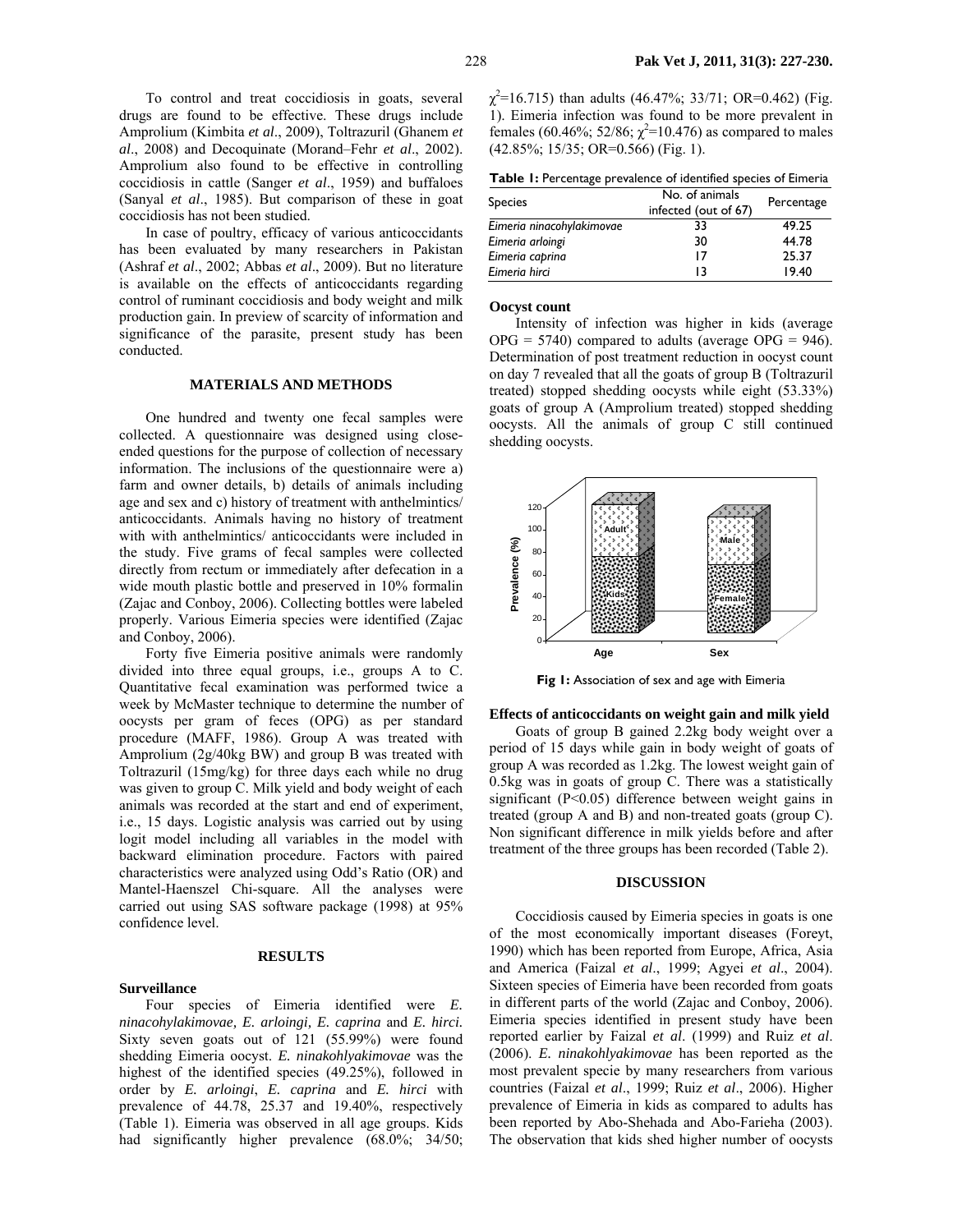To control and treat coccidiosis in goats, several drugs are found to be effective. These drugs include Amprolium (Kimbita *et al*., 2009), Toltrazuril (Ghanem *et al*., 2008) and Decoquinate (Morand–Fehr *et al*., 2002). Amprolium also found to be effective in controlling coccidiosis in cattle (Sanger *et al*., 1959) and buffaloes (Sanyal *et al*., 1985). But comparison of these in goat coccidiosis has not been studied.

In case of poultry, efficacy of various anticoccidants has been evaluated by many researchers in Pakistan (Ashraf *et al*., 2002; Abbas *et al*., 2009). But no literature is available on the effects of anticoccidants regarding control of ruminant coccidiosis and body weight and milk production gain. In preview of scarcity of information and significance of the parasite, present study has been conducted.

## MATERIALS AND METHODS

One hundred and twenty one fecal samples were collected. A questionnaire was designed using close-ended questions for the purpose of collection of necessary information. The inclusions of the questionnaire were a) farm and owner details, b) details of animals including age and sex and c) history of treatment with anthelmintics/ anticoccidants. Animals having no history of treatment with with anthelmintics/ anticoccidants were included in the study. Five grams of fecal samples were collected directly from rectum or immediately after defecation in a wide mouth plastic bottle and preserved in 10% formalin (Zajac and Conboy, 2006). Collecting bottles were labeled properly. Various Eimeria species were identified (Zajac and Conboy, 2006).

Forty five Eimeria positive animals were randomly divided into three equal groups, i.e., groups A to C. Quantitative fecal examination was performed twice a week by McMaster technique to determine the number of oocysts per gram of feces (OPG) as per standard procedure (MAFF, 1986). Group A was treated with Amprolium (2g/40kg BW) and group B was treated with Toltrazuril (15mg/kg) for three days each while no drug was given to group C. Milk yield and body weight of each animal was recorded at the start and end of experiment, i.e., 15 days. Logistic analysis was carried out by using logit model including all variables in the model with backward elimination procedure. Factors with paired characteristics were analyzed using Odd's Ratio (OR) and Mantel-Haenszel Chi-square. All the analyses were carried out using SAS software package (1998) at 95% confidence level.

## RESULTS

### Surveillance

Four species of Eimeria identified were *E. ninacohylakimovae, E. arloingi, E. caprina* and *E. hirci.* Sixty seven goats out of 121 (55.99%) were found shedding Eimeria oocyst. *E. ninakohlyakimovae* was the highest of the identified species (49.25%), followed in order by *E. arloingi*, *E. caprina* and *E. hirci* with prevalence of 44.78, 25.37 and 19.40%, respectively (Table 1). Eimeria was observed in all age groups. Kids had significantly higher prevalence (68.0%; 34/50; $\chi^2$=16.715) than adults (46.47%; 33/71; OR=0.462) (Fig. 1). Eimeria infection was found to be more prevalent in females (60.46%; 52/86; $\chi^2$=10.476) as compared to males (42.85%; 15/35; OR=0.566) (Fig. 1).

**Table 1:** Percentage prevalence of identified species of Eimeria

| Species | No. of animals infected (out of 67) | Percentage |
|---|---|---|
| *Eimeria ninacohylakimovae* | 33 | 49.25 |
| *Eimeria arloingi* | 30 | 44.78 |
| *Eimeria caprina* | 17 | 25.37 |
| *Eimeria hirci* | 13 | 19.40 |

### Oocyst count

Intensity of infection was higher in kids (average OPG = 5740) compared to adults (average OPG = 946). Determination of post treatment reduction in oocyst count on day 7 revealed that all the goats of group B (Toltrazuril treated) stopped shedding oocysts while eight (53.33%) goats of group A (Amprolium treated) stopped shedding oocysts. All the animals of group C still continued shedding oocysts.

**Fig 1:** Association of sex and age with Eimeria

### Effects of anticoccidants on weight gain and milk yield

Goats of group B gained 2.2kg body weight over a period of 15 days while gain in body weight of goats of group A was recorded as 1.2kg. The lowest weight gain of 0.5kg was in goats of group C. There was a statistically significant (P<0.05) difference between weight gains in treated (group A and B) and non-treated goats (group C). Non significant difference in milk yields before and after treatment of the three groups has been recorded (Table 2).

## DISCUSSION

Coccidiosis caused by Eimeria species in goats is one of the most economically important diseases (Foreyt, 1990) which has been reported from Europe, Africa, Asia and America (Faizal *et al*., 1999; Agyei *et al*., 2004). Sixteen species of Eimeria have been recorded from goats in different parts of the world (Zajac and Conboy, 2006). Eimeria species identified in present study have been reported earlier by Faizal *et al*. (1999) and Ruiz *et al*. (2006). *E. ninakohlyakimovae* has been reported as the most prevalent specie by many researchers from various countries (Faizal *et al*., 1999; Ruiz *et al*., 2006). Higher prevalence of Eimeria in kids as compared to adults has been reported by Abo-Shehada and Abo-Farieha (2003). The observation that kids shed higher number of oocysts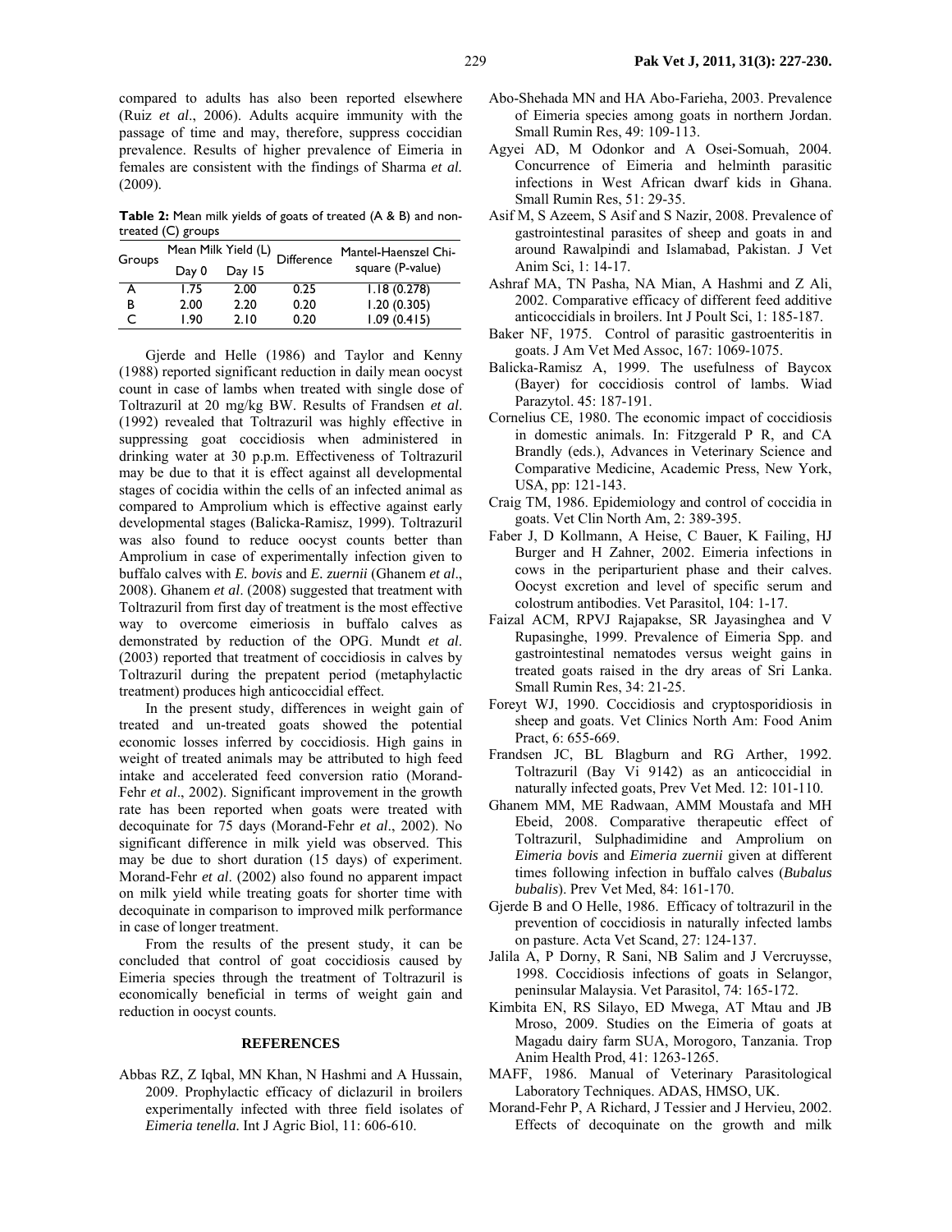compared to adults has also been reported elsewhere (Ruiz *et al*., 2006). Adults acquire immunity with the passage of time and may, therefore, suppress coccidian prevalence. Results of higher prevalence of Eimeria in females are consistent with the findings of Sharma *et al.* (2009).

**Table 2:** Mean milk yields of goats of treated (A & B) and non-treated (C) groups

| Groups | Mean Milk Yield (L) | | Difference | Mantel-Haenszel Chi-square (P-value) |
|---|---|---|---|---|
| | Day 0 | Day 15 | | |
| A | 1.75 | 2.00 | 0.25 | 1.18 (0.278) |
| B | 2.00 | 2.20 | 0.20 | 1.20 (0.305) |
| C | 1.90 | 2.10 | 0.20 | 1.09 (0.415) |

Gjerde and Helle (1986) and Taylor and Kenny (1988) reported significant reduction in daily mean oocyst count in case of lambs when treated with single dose of Toltrazuril at 20 mg/kg BW. Results of Frandsen *et al*. (1992) revealed that Toltrazuril was highly effective in suppressing goat coccidiosis when administered in drinking water at 30 p.p.m. Effectiveness of Toltrazuril may be due to that it is effect against all developmental stages of cocidia within the cells of an infected animal as compared to Amprolium which is effective against early developmental stages (Balicka-Ramisz, 1999). Toltrazuril was also found to reduce oocyst counts better than Amprolium in case of experimentally infection given to buffalo calves with *E. bovis* and *E. zuernii* (Ghanem *et al*., 2008). Ghanem *et al*. (2008) suggested that treatment with Toltrazuril from first day of treatment is the most effective way to overcome eimeriosis in buffalo calves as demonstrated by reduction of the OPG. Mundt *et al*. (2003) reported that treatment of coccidiosis in calves by Toltrazuril during the prepatent period (metaphylactic treatment) produces high anticoccidial effect.

In the present study, differences in weight gain of treated and un-treated goats showed the potential economic losses inferred by coccidiosis. High gains in weight of treated animals may be attributed to high feed intake and accelerated feed conversion ratio (Morand-Fehr *et al*., 2002). Significant improvement in the growth rate has been reported when goats were treated with decoquinate for 75 days (Morand-Fehr *et al*., 2002). No significant difference in milk yield was observed. This may be due to short duration (15 days) of experiment. Morand-Fehr *et al*. (2002) also found no apparent impact on milk yield while treating goats for shorter time with decoquinate in comparison to improved milk performance in case of longer treatment.

From the results of the present study, it can be concluded that control of goat coccidiosis caused by Eimeria species through the treatment of Toltrazuril is economically beneficial in terms of weight gain and reduction in oocyst counts.

## REFERENCES

Abbas RZ, Z Iqbal, MN Khan, N Hashmi and A Hussain, 2009. Prophylactic efficacy of diclazuril in broilers experimentally infected with three field isolates of *Eimeria tenella*. Int J Agric Biol, 11: 606-610.

Abo-Shehada MN and HA Abo-Farieha, 2003. Prevalence of Eimeria species among goats in northern Jordan. Small Rumin Res, 49: 109-113.

Agyei AD, M Odonkor and A Osei-Somuah, 2004. Concurrence of Eimeria and helminth parasitic infections in West African dwarf kids in Ghana. Small Rumin Res, 51: 29-35.

Asif M, S Azeem, S Asif and S Nazir, 2008. Prevalence of gastrointestinal parasites of sheep and goats in and around Rawalpindi and Islamabad, Pakistan. J Vet Anim Sci, 1: 14-17.

Ashraf MA, TN Pasha, NA Mian, A Hashmi and Z Ali, 2002. Comparative efficacy of different feed additive anticoccidials in broilers. Int J Poult Sci, 1: 185-187.

Baker NF, 1975. Control of parasitic gastroenteritis in goats. J Am Vet Med Assoc, 167: 1069-1075.

Balicka-Ramisz A, 1999. The usefulness of Baycox (Bayer) for coccidiosis control of lambs. Wiad Parazytol. 45: 187-191.

Cornelius CE, 1980. The economic impact of coccidiosis in domestic animals. In: Fitzgerald P R, and CA Brandly (eds.), Advances in Veterinary Science and Comparative Medicine, Academic Press, New York, USA, pp: 121-143.

Craig TM, 1986. Epidemiology and control of coccidia in goats. Vet Clin North Am, 2: 389-395.

Faber J, D Kollmann, A Heise, C Bauer, K Failing, HJ Burger and H Zahner, 2002. Eimeria infections in cows in the periparturient phase and their calves. Oocyst excretion and level of specific serum and colostrum antibodies. Vet Parasitol, 104: 1-17.

Faizal ACM, RPVJ Rajapakse, SR Jayasinghea and V Rupasinghe, 1999. Prevalence of Eimeria Spp. and gastrointestinal nematodes versus weight gains in treated goats raised in the dry areas of Sri Lanka. Small Rumin Res, 34: 21-25.

Foreyt WJ, 1990. Coccidiosis and cryptosporidiosis in sheep and goats. Vet Clinics North Am: Food Anim Pract, 6: 655-669.

Frandsen JC, BL Blagburn and RG Arther, 1992. Toltrazuril (Bay Vi 9142) as an anticoccidial in naturally infected goats, Prev Vet Med. 12: 101-110.

Ghanem MM, ME Radwaan, AMM Moustafa and MH Ebeid, 2008. Comparative therapeutic effect of Toltrazuril, Sulphadimidine and Amprolium on *Eimeria bovis* and *Eimeria zuernii* given at different times following infection in buffalo calves (*Bubalus bubalis*). Prev Vet Med, 84: 161-170.

Gjerde B and O Helle, 1986. Efficacy of toltrazuril in the prevention of coccidiosis in naturally infected lambs on pasture. Acta Vet Scand, 27: 124-137.

Jalila A, P Dorny, R Sani, NB Salim and J Vercruysse, 1998. Coccidiosis infections of goats in Selangor, peninsular Malaysia. Vet Parasitol, 74: 165-172.

Kimbita EN, RS Silayo, ED Mwega, AT Mtau and JB Mroso, 2009. Studies on the Eimeria of goats at Magadu dairy farm SUA, Morogoro, Tanzania. Trop Anim Health Prod, 41: 1263-1265.

MAFF, 1986. Manual of Veterinary Parasitological Laboratory Techniques. ADAS, HMSO, UK.

Morand-Fehr P, A Richard, J Tessier and J Hervieu, 2002. Effects of decoquinate on the growth and milk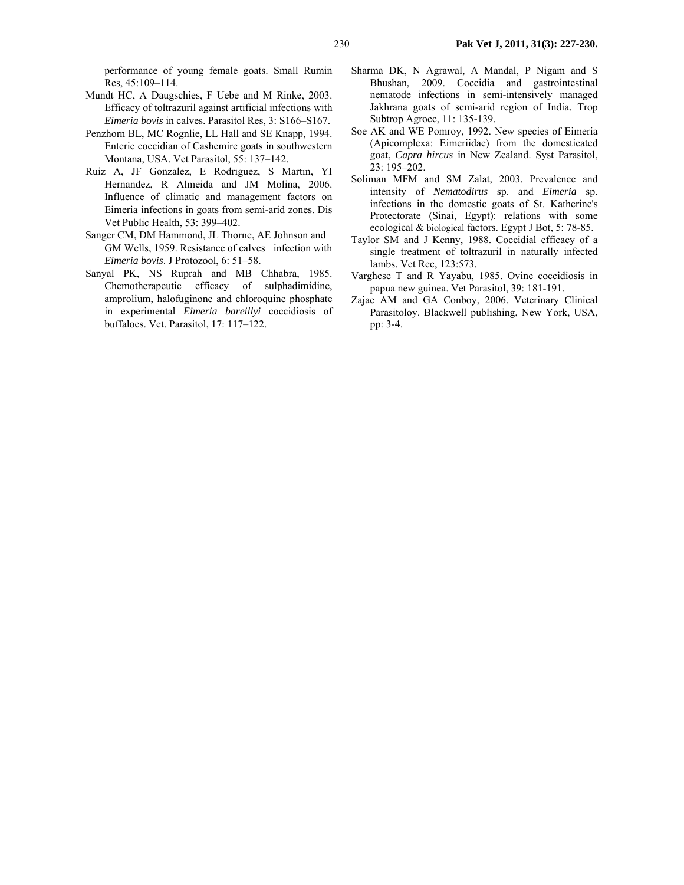performance of young female goats. Small Rumin Res, 45:109–114.

Mundt HC, A Daugschies, F Uebe and M Rinke, 2003. Efficacy of toltrazuril against artificial infections with *Eimeria bovis* in calves. Parasitol Res, 3: S166–S167.

Penzhorn BL, MC Rognlie, LL Hall and SE Knapp, 1994. Enteric coccidian of Cashemire goats in southwestern Montana, USA. Vet Parasitol, 55: 137–142.

Ruiz A, JF Gonzalez, E Rodrıguez, S Martın, YI Hernandez, R Almeida and JM Molina, 2006. Influence of climatic and management factors on Eimeria infections in goats from semi-arid zones. Dis Vet Public Health, 53: 399–402.

Sanger CM, DM Hammond, JL Thorne, AE Johnson and GM Wells, 1959. Resistance of calves infection with *Eimeria bovis*. J Protozool, 6: 51–58.

Sanyal PK, NS Ruprah and MB Chhabra, 1985. Chemotherapeutic efficacy of sulphadimidine, amprolium, halofuginone and chloroquine phosphate in experimental *Eimeria bareillyi* coccidiosis of buffaloes. Vet. Parasitol, 17: 117–122.

Sharma DK, N Agrawal, A Mandal, P Nigam and S Bhushan, 2009. Coccidia and gastrointestinal nematode infections in semi-intensively managed Jakhrana goats of semi-arid region of India. Trop Subtrop Agroec, 11: 135-139.

Soe AK and WE Pomroy, 1992. New species of Eimeria (Apicomplexa: Eimeriidae) from the domesticated goat, *Capra hircus* in New Zealand. Syst Parasitol, 23: 195–202.

Soliman MFM and SM Zalat, 2003. Prevalence and intensity of *Nematodirus* sp. and *Eimeria* sp. infections in the domestic goats of St. Katherine's Protectorate (Sinai, Egypt): relations with some ecological & biological factors. Egypt J Bot, 5: 78-85.

Taylor SM and J Kenny, 1988. Coccidial efficacy of a single treatment of toltrazuril in naturally infected lambs. Vet Rec, 123:573.

Varghese T and R Yayabu, 1985. Ovine coccidiosis in papua new guinea. Vet Parasitol, 39: 181-191.

Zajac AM and GA Conboy, 2006. Veterinary Clinical Parasitoloy. Blackwell publishing, New York, USA, pp: 3-4.